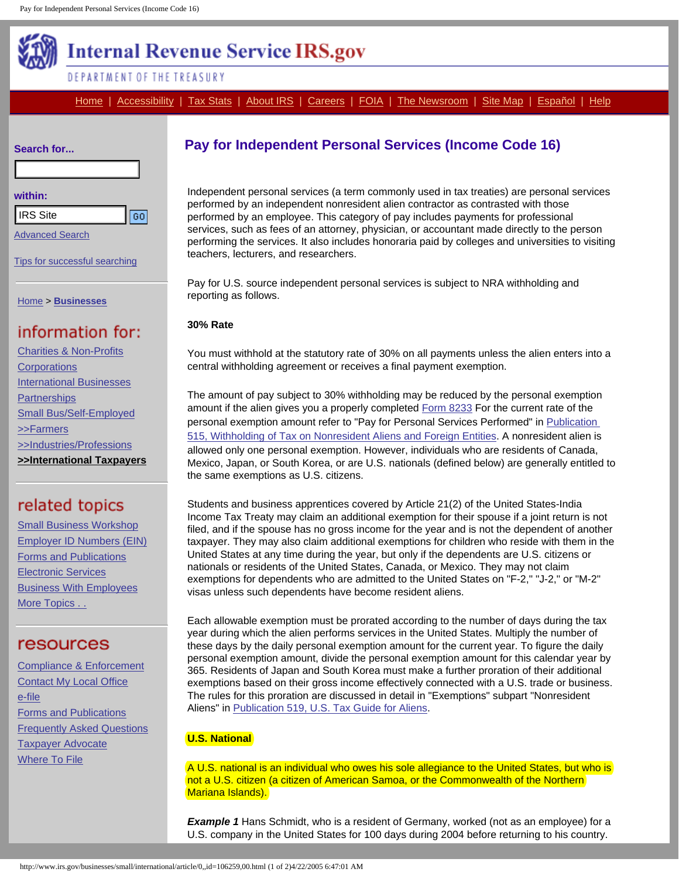Internal Revenue Service IRS.gov

DEPARTMENT OF THE TREASURY

Home | Accessibility | Tax Stats | About IRS | Careers | FOIA | The Newsroom | Site Map | Español | Help

Search for...

within:

IRS Site GO

Advanced Search

Tips for successful searching

Home > **Businesses**

## information for:

- Charities & Non-Profits
- Corporations
- International Businesses
- Partnerships
- Small Bus/Self-Employed
- >>Farmers
- >>Industries/Professions
- **>>International Taxpayers**

## related topics

- Small Business Workshop
- Employer ID Numbers (EIN)
- Forms and Publications
- Electronic Services
- Business With Employees
- More Topics . .

## resources

- Compliance & Enforcement
- Contact My Local Office
- e-file
- Forms and Publications
- Frequently Asked Questions
- Taxpayer Advocate
- Where To File

# Pay for Independent Personal Services (Income Code 16)

Independent personal services (a term commonly used in tax treaties) are personal services performed by an independent nonresident alien contractor as contrasted with those performed by an employee. This category of pay includes payments for professional services, such as fees of an attorney, physician, or accountant made directly to the person performing the services. It also includes honoraria paid by colleges and universities to visiting teachers, lecturers, and researchers.

Pay for U.S. source independent personal services is subject to NRA withholding and reporting as follows.

**30% Rate**

You must withhold at the statutory rate of 30% on all payments unless the alien enters into a central withholding agreement or receives a final payment exemption.

The amount of pay subject to 30% withholding may be reduced by the personal exemption amount if the alien gives you a properly completed Form 8233 For the current rate of the personal exemption amount refer to "Pay for Personal Services Performed" in Publication 515, Withholding of Tax on Nonresident Aliens and Foreign Entities. A nonresident alien is allowed only one personal exemption. However, individuals who are residents of Canada, Mexico, Japan, or South Korea, or are U.S. nationals (defined below) are generally entitled to the same exemptions as U.S. citizens.

Students and business apprentices covered by Article 21(2) of the United States-India Income Tax Treaty may claim an additional exemption for their spouse if a joint return is not filed, and if the spouse has no gross income for the year and is not the dependent of another taxpayer. They may also claim additional exemptions for children who reside with them in the United States at any time during the year, but only if the dependents are U.S. citizens or nationals or residents of the United States, Canada, or Mexico. They may not claim exemptions for dependents who are admitted to the United States on "F-2," "J-2," or "M-2" visas unless such dependents have become resident aliens.

Each allowable exemption must be prorated according to the number of days during the tax year during which the alien performs services in the United States. Multiply the number of these days by the daily personal exemption amount for the current year. To figure the daily personal exemption amount, divide the personal exemption amount for this calendar year by 365. Residents of Japan and South Korea must make a further proration of their additional exemptions based on their gross income effectively connected with a U.S. trade or business. The rules for this proration are discussed in detail in "Exemptions" subpart "Nonresident Aliens" in Publication 519, U.S. Tax Guide for Aliens.

**U.S. National**

A U.S. national is an individual who owes his sole allegiance to the United States, but who is not a U.S. citizen (a citizen of American Samoa, or the Commonwealth of the Northern Mariana Islands).

***Example 1*** Hans Schmidt, who is a resident of Germany, worked (not as an employee) for a U.S. company in the United States for 100 days during 2004 before returning to his country.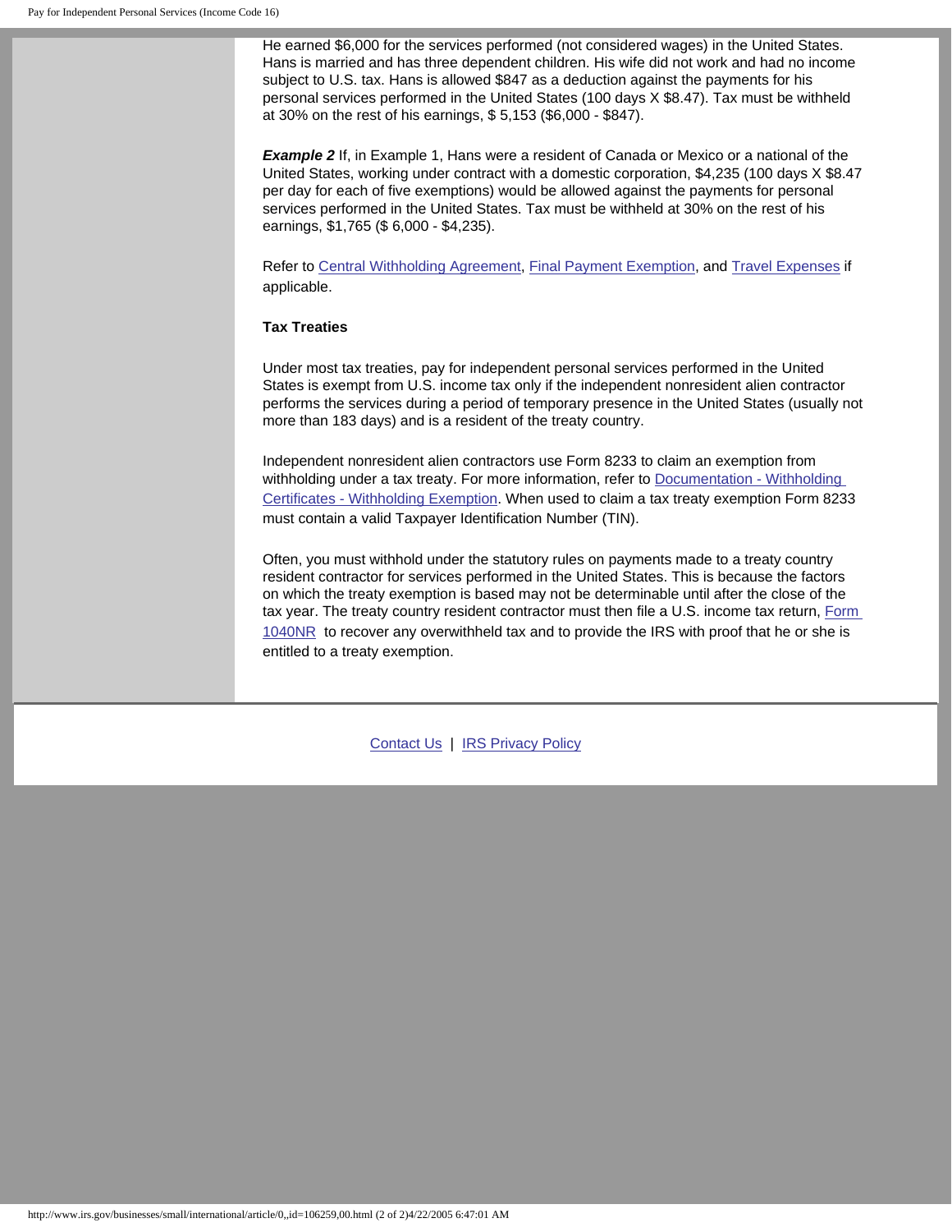He earned $6,000 for the services performed (not considered wages) in the United States. Hans is married and has three dependent children. His wife did not work and had no income subject to U.S. tax. Hans is allowed $847 as a deduction against the payments for his personal services performed in the United States (100 days X $8.47). Tax must be withheld at 30% on the rest of his earnings, $ 5,153 ($6,000 - $847).

***Example 2*** If, in Example 1, Hans were a resident of Canada or Mexico or a national of the United States, working under contract with a domestic corporation, $4,235 (100 days X $8.47 per day for each of five exemptions) would be allowed against the payments for personal services performed in the United States. Tax must be withheld at 30% on the rest of his earnings, $1,765 ($ 6,000 - $4,235).

Refer to Central Withholding Agreement, Final Payment Exemption, and Travel Expenses if applicable.

**Tax Treaties**

Under most tax treaties, pay for independent personal services performed in the United States is exempt from U.S. income tax only if the independent nonresident alien contractor performs the services during a period of temporary presence in the United States (usually not more than 183 days) and is a resident of the treaty country.

Independent nonresident alien contractors use Form 8233 to claim an exemption from withholding under a tax treaty. For more information, refer to Documentation - Withholding Certificates - Withholding Exemption. When used to claim a tax treaty exemption Form 8233 must contain a valid Taxpayer Identification Number (TIN).

Often, you must withhold under the statutory rules on payments made to a treaty country resident contractor for services performed in the United States. This is because the factors on which the treaty exemption is based may not be determinable until after the close of the tax year. The treaty country resident contractor must then file a U.S. income tax return, Form 1040NR to recover any overwithheld tax and to provide the IRS with proof that he or she is entitled to a treaty exemption.

Contact Us | IRS Privacy Policy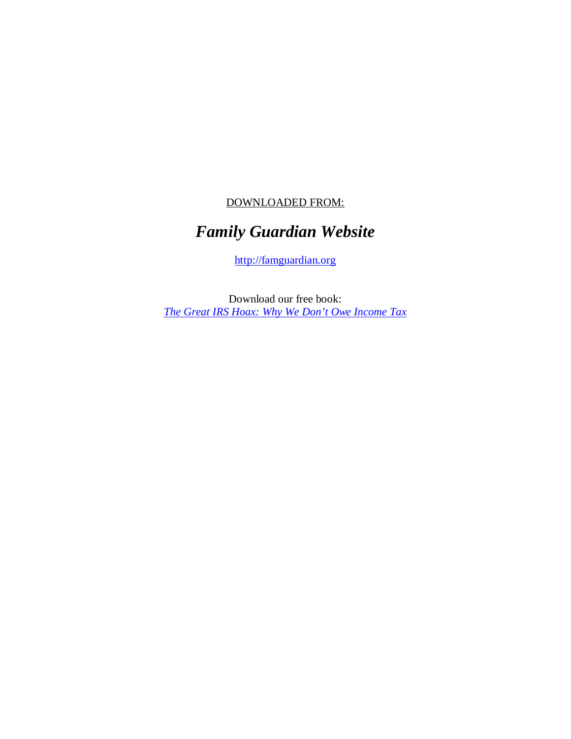DOWNLOADED FROM:

## *Family Guardian Website*

http://famguardian.org

Download our free book:
*The Great IRS Hoax: Why We Don't Owe Income Tax*